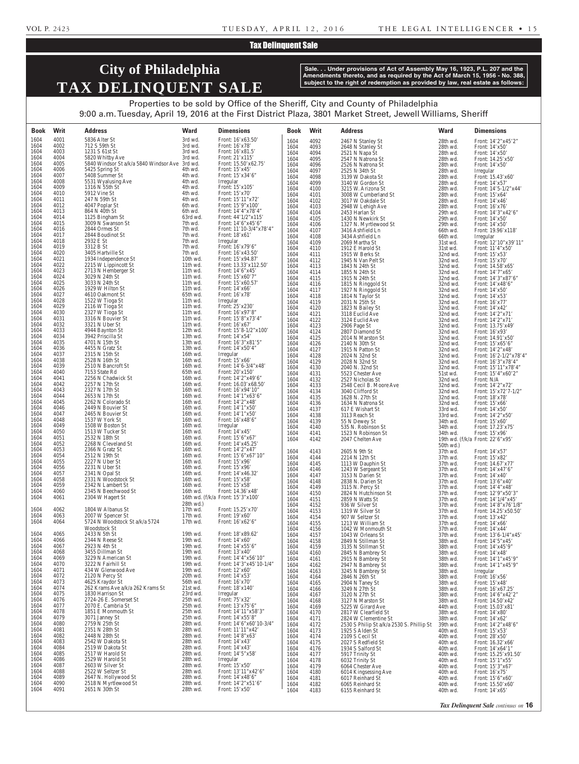## Tax Delinquent Sale

# City of Philadelphia
# TAX DELINQUENT SALE

**Sale. . . Under provisions of Act of Assembly May 16, 1923, P.L. 207 and the Amendments thereto, and as required by the Act of March 15, 1956 - No. 388, subject to the right of redemption as provided by law, real estate as follows:**

Properties to be sold by Office of the Sheriff, City and County of Philadelphia
9:00 a.m. Tuesday, April 19, 2016 at the First District Plaza, 3801 Market Street, Jewell Williams, Sheriff

| Book | Writ | Address | Ward | Dimensions |
|---|---|---|---|---|
| 1604 | 4001 | 5836 Alter St | 3rd wd. | Front: 16'x63.50' |
| 1604 | 4002 | 712 S 59th St | 3rd wd. | Front: 16'x78' |
| 1604 | 4003 | 1231 S 61st St | 3rd wd. | Front: 16'x81.5' |
| 1604 | 4004 | 5820 Whitby Ave | 3rd wd. | Front: 21'x115' |
| 1604 | 4005 | 5840 Windsor St a/k/a 5840 Windsor Ave | 3rd wd. | Front: 15.50'x62.75' |
| 1604 | 4006 | 5425 Spring St | 4th wd. | Front: 15'x45' |
| 1604 | 4007 | 5408 Summer St | 4th wd. | Front: 15'x34'6" |
| 1604 | 4008 | 5531 Wyalusing Ave | 4th wd. | Irregular |
| 1604 | 4009 | 1316 N 55th St | 4th wd. | Front: 15'x105' |
| 1604 | 4010 | 5912 Vine St | 4th wd. | Front: 15'x70' |
| 1604 | 4011 | 247 N 59th St | 4th wd. | Front: 15'11"x72' |
| 1604 | 4012 | 4047 Poplar St | 6th wd. | Front: 15'9"x100' |
| 1604 | 4013 | 864 N 40th St | 6th wd. | Front: 14'4"x78'4" |
| 1604 | 4014 | 1125 Bingham St | 63rd wd. | Front: 44'1/2"x115' |
| 1604 | 4015 | 3009 N Swanson St | 7th wd. | Front: 14'6"x45'6" |
| 1604 | 4016 | 2844 Ormes St | 7th wd. | Front: 11'10-3/4"x78'4" |
| 1604 | 4017 | 2844 Boudinot St | 7th wd. | Front: 18'x61' |
| 1604 | 4018 | 2932 E St | 7th wd. | Irregular |
| 1604 | 4019 | 3312 B St | 7th wd. | Front: 16'x79'6" |
| 1604 | 4020 | 3405 Hartville St | 7th wd. | Front: 16'x43.50' |
| 1604 | 4021 | 1934 Independence St | 10th wd. | Front: 15'x94.87' |
| 1604 | 4022 | 2215 W Lippincott St | 11th wd. | Front: 13.33'x112.50' |
| 1604 | 4023 | 2713 N Hemberger St | 11th wd. | Front: 14'6"x45' |
| 1604 | 4024 | 3029 N 24th St | 11th wd. | Front: 15'x60'7" |
| 1604 | 4025 | 3033 N 24th St | 11th wd. | Front: 15'x60.57' |
| 1604 | 4026 | 1929 W Hilton St | 11th wd. | Front: 14'x66' |
| 1604 | 4027 | 4610 Oakmont St | 65th wd. | Front: 16'x78' |
| 1604 | 4028 | 1522 W Tioga St | 11th wd. | Irregular |
| 1604 | 4029 | 2116 W Tioga St | 11th wd. | Front: 25'x230' |
| 1604 | 4030 | 2327 W Tioga St | 11th wd. | Front: 16'x97'8" |
| 1604 | 4031 | 3316 N Bouvier St | 11th wd. | Front: 15'8"x73'4" |
| 1604 | 4032 | 3321 N Uber St | 11th wd. | Front: 16'x67' |
| 1604 | 4033 | 4944 Baynton St | 12th wd. | Front: 15'8-1/2"x100' |
| 1604 | 4034 | 3942 Priscilla St | 13th wd. | Front: 14'x54' |
| 1604 | 4035 | 4701 N 15th St | 13th wd. | Front: 16'3"x81'5" |
| 1604 | 4036 | 4455 N Gratz St | 13th wd. | Front: 14'x50'4" |
| 1604 | 4037 | 2315 N 15th St | 16th wd. | Irregular |
| 1604 | 4038 | 2528 N 16th St | 16th wd. | Front: 15'x66' |
| 1604 | 4039 | 2510 N Bancroft St | 16th wd. | Front: 14'6-3/4"x48' |
| 1604 | 4040 | 7153 State Rd | 65th wd. | Front: 20'x150' |
| 1604 | 4041 | 2256 N Chadwick St | 16th wd. | Front: 14'2"x49'6" |
| 1604 | 4042 | 2257 N 17th St | 16th wd. | Front: 16.03'x68.50' |
| 1604 | 4043 | 2327 N 17th St | 16th wd. | Front: 16'x94'10" |
| 1604 | 4044 | 2653 N 17th St | 16th wd. | Front: 14'1"x63'6" |
| 1604 | 4045 | 2262 N Colorado St | 16th wd. | Front: 14'2"x48' |
| 1604 | 4046 | 2449 N Bouvier St | 16th wd. | Front: 14'1"x50' |
| 1604 | 4047 | 2465 N Bouvier St | 16th wd. | Front: 14'1"x50' |
| 1604 | 4048 | 1537 W York St | 16th wd. | Front: 16'x48'6" |
| 1604 | 4049 | 1508 W Boston St | 16th wd. | Irregular |
| 1604 | 4050 | 1513 W Tucker St | 16th wd. | Front: 14'x45' |
| 1604 | 4051 | 2532 N 18th St | 16th wd. | Front: 15'6"x67' |
| 1604 | 4052 | 2268 N Cleveland St | 16th wd. | Front: 14'x45.25' |
| 1604 | 4053 | 2366 N Gratz St | 16th wd. | Front: 14'2"x47' |
| 1604 | 4054 | 2512 N 19th St | 16th wd. | Front: 15'6"x67'10" |
| 1604 | 4055 | 2227 N Uber St | 16th wd. | Front: 15'x96' |
| 1604 | 4056 | 2231 N Uber St | 16th wd. | Front: 15'x96' |
| 1604 | 4057 | 2341 N Opal St | 16th wd. | Front: 14'x46.32' |
| 1604 | 4058 | 2331 N Woodstock St | 16th wd. | Front: 15'x58' |
| 1604 | 4059 | 2342 N Lambert St | 16th wd. | Front: 15'x58' |
| 1604 | 4060 | 2345 N Beechwood St | 16th wd. | Front: 14.36'x48' |
| 1604 | 4061 | 2304 W Hagert St | 16th wd. (f/k/a 28th wd.) | Front: 15'3"x100' |
| 1604 | 4062 | 1804 W Albanus St | 17th wd. | Front: 15.25'x70' |
| 1604 | 4063 | 2007 W Spencer St | 17th wd. | Front: 19'x60' |
| 1604 | 4064 | 5724 N Woodstock St a/k/a 5724 Woodstock St | 17th wd. | Front: 16'x62'6" |
| 1604 | 4065 | 2433 N 5th St | 19th wd. | Front: 18'x89.62' |
| 1604 | 4066 | 2344 N Reese St | 19th wd. | Front: 14'x60' |
| 1604 | 4067 | 2923 N 4th St | 19th wd. | Front: 14'x55'6" |
| 1604 | 4068 | 3455 Dillman St | 19th wd. | Front: 13'x40' |
| 1604 | 4069 | 3229 N American St | 19th wd. | Front: 14'4"x56'10" |
| 1604 | 4070 | 3222 N Fairhill St | 19th wd. | Front: 14'3"x45'10-1/4" |
| 1604 | 4071 | 434 W Glenwood Ave | 19th wd. | Front: 12'x60' |
| 1604 | 4072 | 2120 N Percy St | 20th wd. | Front: 14'x53' |
| 1604 | 4073 | 4625 Kraydor St | 56th wd. | Front: 16'x70' |
| 1604 | 4074 | 262 Krams Ave a/k/a 262 Krams St | 21st wd. | Front: 18'x140' |
| 1604 | 4075 | 1830 Harrison St | 23rd wd. | Irregular |
| 1604 | 4076 | 2724-26 E. Somerset St | 25th wd. | Front: 75'x32' |
| 1604 | 4077 | 2070 E. Cambria St | 25th wd. | Front: 13'x75'6" |
| 1604 | 4078 | 1851 E Monmouth St | 25th wd. | Front: 14'11"x58'3" |
| 1604 | 4079 | 3071 Janney St | 25th wd. | Front: 14'x55'8" |
| 1604 | 4080 | 2759 N 25th St | 28th wd. | Front: 14'6"x60'10-3/4" |
| 1604 | 4081 | 2351 N 28th St | 28th wd. | Front: 11'11"x42' |
| 1604 | 4082 | 2448 N 28th St | 28th wd. | Front: 14'8"x63' |
| 1604 | 4083 | 2542 W Dakota St | 28th wd. | Front: 14'x43' |
| 1604 | 4084 | 2519 W Dakota St | 28th wd. | Front: 14'x43' |
| 1604 | 4085 | 2517 W Harold St | 28th wd. | Front: 14'5"x58' |
| 1604 | 4086 | 2529 W Harold St | 28th wd. | Irregular |
| 1604 | 4087 | 2603 W Silver St | 28th wd. | Front: 15'x50' |
| 1604 | 4088 | 2522 W Seltzer St | 28th wd. | Front: 13'11"x42'6" |
| 1604 | 4089 | 2647 N. Hollywood St | 28th wd. | Front: 14'x48'6" |
| 1604 | 4090 | 2518 N Myrtlewood St | 28th wd. | Front: 14'2"x51'6" |
| 1604 | 4091 | 2651 N 30th St | 28th wd. | Front: 15'x50' |
| 1604 | 4092 | 2467 N Stanley St | 28th wd. | Front: 14'2"x45'2" |
| 1604 | 4093 | 2648 N Stanley St | 28th wd. | Front: 14'x50' |
| 1604 | 4094 | 2521 N Napa St | 28th wd. | Front: 14'x50' |
| 1604 | 4095 | 2547 N Natrona St | 28th wd. | Front: 14.25'x50' |
| 1604 | 4096 | 2526 N Natrona St | 28th wd. | Front: 14'x50' |
| 1604 | 4097 | 2525 N 34th St | 28th wd. | Irregular |
| 1604 | 4098 | 3139 W Dakota St | 28th wd. | Front: 15.43'x60' |
| 1604 | 4099 | 3140 W Gordon St | 28th wd. | Front: 14'x57' |
| 1604 | 4100 | 3215 W. Arizona St | 28th wd. | Front: 14'5-1/2"x44' |
| 1604 | 4101 | 3008 W Cumberland St | 28th wd. | Front: 15'x64' |
| 1604 | 4102 | 3017 W Oakdale St | 28th wd. | Front: 14'x46' |
| 1604 | 4103 | 2948 W Lehigh Ave | 28th wd. | Front: 16'x76' |
| 1604 | 4104 | 2453 Harlan St | 29th wd. | Front: 14'3"x42'6" |
| 1604 | 4105 | 1430 N Newkirk St | 29th wd. | Front: 14'x50' |
| 1604 | 4106 | 1327 N. Myrtlewood St | 29th wd. | Front: 14'x50' |
| 1604 | 4107 | 3416 Ashfield Ln | 66th wd. | Front: 19.96'x118' |
| 1604 | 4108 | 3434 Ashfield Ln | 66th wd. | Irregular |
| 1604 | 4109 | 2069 Martha St | 31st wd. | Front: 12'10"x39'11" |
| 1604 | 4110 | 1912 E Harold St | 31st wd. | Front: 11'4"x50' |
| 1604 | 4111 | 1915 W Berks St | 32nd wd. | Front: 15'x53' |
| 1604 | 4112 | 1945 N Van Pelt St | 32nd wd. | Front: 15'x70' |
| 1604 | 4113 | 1843 N 24th St | 32nd wd. | Front: 14.58'x65' |
| 1604 | 4114 | 1855 N 24th St | 32nd wd. | Front: 14'7"x65' |
| 1604 | 4115 | 1915 N 24th St | 32nd wd. | Front: 14'3"x87'6" |
| 1604 | 4116 | 1815 N Ringgold St | 32nd wd. | Front: 14'x48'6" |
| 1604 | 4117 | 1927 N Ringgold St | 32nd wd. | Front: 14'x50' |
| 1604 | 4118 | 1814 N Taylor St | 32nd wd. | Front: 14'x53' |
| 1604 | 4119 | 2031 N 25th St | 32nd wd. | Front: 16'x77' |
| 1604 | 4120 | 1823 N Bailey St | 32nd wd. | Front: 14'x42' |
| 1604 | 4121 | 3118 Euclid Ave | 32nd wd. | Front: 14'2"x71' |
| 1604 | 4122 | 3124 Euclid Ave | 32nd wd. | Front: 14'2"x71' |
| 1604 | 4123 | 2906 Page St | 32nd wd. | Front: 13.75'x49' |
| 1604 | 4124 | 2807 Diamond St | 32nd wd. | Front: 16'x93' |
| 1604 | 4125 | 2014 N Marston St | 32nd wd. | Front: 14.91'x50' |
| 1604 | 4126 | 2140 N 30th St | 32nd wd. | Front: 15'x65'6" |
| 1604 | 4127 | 1915 N Patton St | 32nd wd. | Front: 14'2"x48' |
| 1604 | 4128 | 2024 N 32nd St | 32nd wd. | Front: 16'2-1/2"x78'4" |
| 1604 | 4129 | 2028 N 32nd St | 32nd wd. | Front: 16'3"x78'4" |
| 1604 | 4130 | 2040 N. 32nd St | 32nd wd. | Front: 15'11"x78'4" |
| 1604 | 4131 | 5523 Chester Ave | 51st wd. | Front: 15'4"x60'2" |
| 1604 | 4132 | 2527 Nicholas St | 32nd wd. | Front: N/A |
| 1604 | 4133 | 2548 Cecil B. Moore Ave | 32nd wd. | Front: 14'2"x72' |
| 1604 | 4134 | 3040 Clifford St | 32nd wd. | Front: 15'x72'7-1/2" |
| 1604 | 4135 | 1628 N. 27th St | 32nd wd. | Front: 18'x78' |
| 1604 | 4136 | 1634 N Natrona St | 32nd wd. | Front: 15'x66' |
| 1604 | 4137 | 617 E Wishart St | 33rd wd. | Front: 14'x50' |
| 1604 | 4138 | 3113 Reach St | 33rd wd. | Front: 14'2"x50' |
| 1604 | 4139 | 55 N Dewey St | 34th wd. | Front: 15'x60' |
| 1604 | 4140 | 535 N. Robinson St | 34th wd. | Front: 17.23'x75' |
| 1604 | 4141 | 1523 N Robinson St | 34th wd. | Front: 15'x96' |
| 1604 | 4142 | 2047 Chelten Ave | 19th wd. (f/k/a 50th wd.) | Front: 22'6"x95' |
| 1604 | 4143 | 2605 N 9th St | 37th wd. | Front: 14'x57' |
| 1604 | 4144 | 2214 N 12th St | 37th wd. | Front: 15'x82' |
| 1604 | 4145 | 1113 W Dauphin St | 37th wd. | Front: 14.67'x77' |
| 1604 | 4146 | 1243 W Sergeant St | 37th wd. | Front: 14'x47'6" |
| 1604 | 4147 | 3153 N Darien St | 37th wd. | Front: 14'x40' |
| 1604 | 4148 | 2838 N. Darien St | 37th wd. | Front: 13'6"x40' |
| 1604 | 4149 | 3115 N. Percy St | 37th wd. | Front: 14'4"x48' |
| 1604 | 4150 | 2824 N Hutchinson St | 37th wd. | Front: 12'9"x50'3" |
| 1604 | 4151 | 2859 N Watts St | 37th wd. | Front: 14'1/4"x45' |
| 1604 | 4152 | 936 W Silver St | 37th wd. | Front: 14'8"x76'1/8" |
| 1604 | 4153 | 1319 W Silver St | 37th wd. | Front: 14.25'x50.50' |
| 1604 | 4154 | 907 W Seltzer St | 37th wd. | Front: 13'x42' |
| 1604 | 4155 | 1213 W William St | 37th wd. | Front: 14'x66' |
| 1604 | 4156 | 1042 W Monmouth St | 37th wd. | Front: 14'x44' |
| 1604 | 4157 | 1043 W Orleans St | 37th wd. | Front: 13'6-1/4"x45' |
| 1604 | 4158 | 2849 N Stillman St | 38th wd. | Front: 14'5"x45' |
| 1604 | 4159 | 3135 N Stillman St | 38th wd. | Front: 14'x45'9" |
| 1604 | 4160 | 2845 N Bambrey St | 38th wd. | Front: 14'x48' |
| 1604 | 4161 | 2915 N Bambrey St | 38th wd. | Front: 14'1"x45'9" |
| 1604 | 4162 | 2947 N Bambrey St | 38th wd. | Front: 14'1"x45'9" |
| 1604 | 4163 | 3245 N Bambrey St | 38th wd. | Irregular |
| 1604 | 4164 | 2846 N 26th St | 38th wd. | Front: 16'x56' |
| 1604 | 4165 | 2904 N Taney St | 38th wd. | Front: 15'x48' |
| 1604 | 4166 | 3249 N 27th St | 38th wd. | Front: 16'x67.25' |
| 1604 | 4167 | 3120 N 27th St | 38th wd. | Front: 14'6"x42'2" |
| 1604 | 4168 | 3127 N Marston St | 38th wd. | Front: 14.50'x42' |
| 1604 | 4169 | 5225 W Girard Ave | 44th wd. | Front: 15.03'x81' |
| 1604 | 4170 | 2817 W Clearfield St | 38th wd. | Front: 14'x80' |
| 1604 | 4171 | 2824 W Clementine St | 38th wd. | Front: 14'x62' |
| 1604 | 4172 | 2530 S Philip St a/k/a 2530 S. Phillip St | 39th wd. | Front: 14'2"x48'6" |
| 1604 | 4173 | 1925 S Alden St | 40th wd. | Front: 15'x53' |
| 1604 | 4174 | 2109 S Cecil St | 40th wd. | Front: 28'x50' |
| 1604 | 4175 | 2027 S Redfield St | 40th wd. | Front: 16.32'x66' |
| 1604 | 4176 | 1934 S Salford St | 40th wd. | Front: 14'x64'1" |
| 1604 | 4177 | 5917 Trinity St | 40th wd. | Front: 15.25'x91.50' |
| 1604 | 4178 | 6032 Trinity St | 40th wd. | Front: 15'1"x55' |
| 1604 | 4179 | 6064 Chester Ave | 40th wd. | Front: 15'3"x67' |
| 1604 | 4180 | 6014 Kingsessing Ave | 40th wd. | Front: 16'x75' |
| 1604 | 4181 | 6017 Reinhard St | 40th wd. | Front: 15'6"x60' |
| 1604 | 4182 | 6065 Reinhard St | 40th wd. | Front: 15.50'x60' |
| 1604 | 4183 | 6155 Reinhard St | 40th wd. | Front: 14'x65' |

*Tax Delinquent Sale continues on* **16**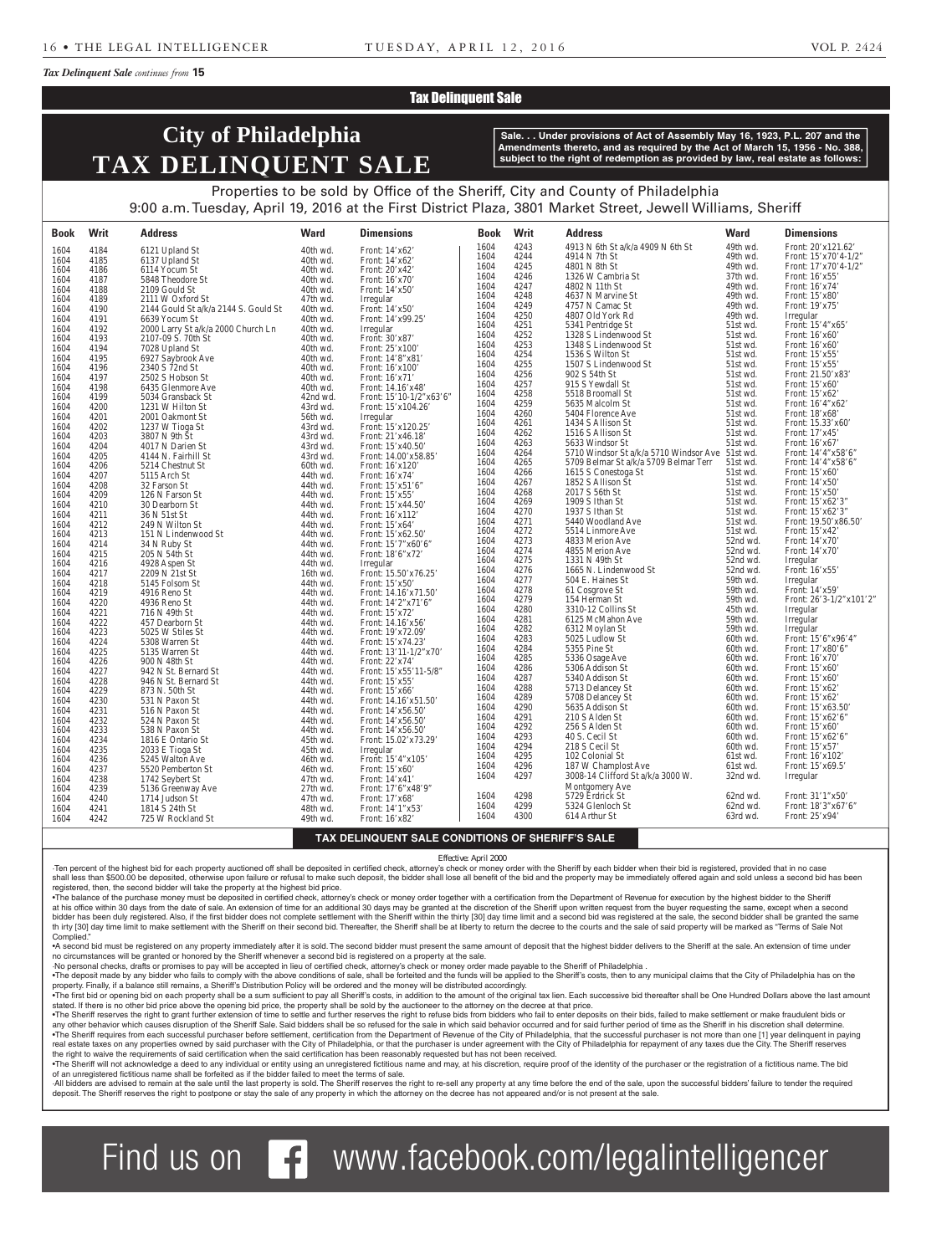*Tax Delinquent Sale continues from* **15**

## Tax Delinquent Sale

# City of Philadelphia TAX DELINQUENT SALE

**Sale. . . Under provisions of Act of Assembly May 16, 1923, P.L. 207 and the Amendments thereto, and as required by the Act of March 15, 1956 - No. 388, subject to the right of redemption as provided by law, real estate as follows:**

Properties to be sold by Office of the Sheriff, City and County of Philadelphia
9:00 a.m. Tuesday, April 19, 2016 at the First District Plaza, 3801 Market Street, Jewell Williams, Sheriff

| Book | Writ | Address | Ward | Dimensions |
|---|---|---|---|---|
| 1604 | 4184 | 6121 Upland St | 40th wd. | Front: 14'x62' |
| 1604 | 4185 | 6137 Upland St | 40th wd. | Front: 14'x62' |
| 1604 | 4186 | 6114 Yocum St | 40th wd. | Front: 20'x42' |
| 1604 | 4187 | 5848 Theodore St | 40th wd. | Front: 16'x70' |
| 1604 | 4188 | 2109 Gould St | 40th wd. | Front: 14'x50' |
| 1604 | 4189 | 2111 W Oxford St | 47th wd. | Irregular |
| 1604 | 4190 | 2144 Gould St a/k/a 2144 S. Gould St | 40th wd. | Front: 14'x50' |
| 1604 | 4191 | 6639 Yocum St | 40th wd. | Front: 14'x99.25' |
| 1604 | 4192 | 2000 Larry St a/k/a 2000 Church Ln | 40th wd. | Irregular |
| 1604 | 4193 | 2107-09 S. 70th St | 40th wd. | Front: 30'x87' |
| 1604 | 4194 | 7028 Upland St | 40th wd. | Front: 25'x100' |
| 1604 | 4195 | 6927 Saybrook Ave | 40th wd. | Front: 14'8"x81' |
| 1604 | 4196 | 2340 S 72nd St | 40th wd. | Front: 16'x100' |
| 1604 | 4197 | 2502 S Hobson St | 40th wd. | Front: 16'x71' |
| 1604 | 4198 | 6435 Glenmore Ave | 40th wd. | Front: 14.16'x48' |
| 1604 | 4199 | 5034 Gransback St | 42nd wd. | Front: 15'10-1/2"x63'6" |
| 1604 | 4200 | 1231 W Hilton St | 43rd wd. | Front: 15'x104.26' |
| 1604 | 4201 | 2001 Oakmont St | 56th wd. | Irregular |
| 1604 | 4202 | 1237 W Tioga St | 43rd wd. | Front: 15'x120.25' |
| 1604 | 4203 | 3807 N 9th St | 43rd wd. | Front: 21'x46.18' |
| 1604 | 4204 | 4017 N Darien St | 43rd wd. | Front: 15'x40.50' |
| 1604 | 4205 | 4144 N. Fairhill St | 43rd wd. | Front: 14.00'x58.85' |
| 1604 | 4206 | 5214 Chestnut St | 60th wd. | Front: 16'x120' |
| 1604 | 4207 | 5115 Arch St | 44th wd. | Front: 16'x74' |
| 1604 | 4208 | 32 Farson St | 44th wd. | Front: 15'x51'6" |
| 1604 | 4209 | 126 N Farson St | 44th wd. | Front: 15'x55' |
| 1604 | 4210 | 30 Dearborn St | 44th wd. | Front: 15'x44.50' |
| 1604 | 4211 | 36 N 51st St | 44th wd. | Front: 16'x112' |
| 1604 | 4212 | 249 N Wilton St | 44th wd. | Front: 15'x64' |
| 1604 | 4213 | 151 N Lindenwood St | 44th wd. | Front: 15'x62.50' |
| 1604 | 4214 | 34 N Ruby St | 44th wd. | Front: 15'7"x60'6" |
| 1604 | 4215 | 205 N 54th St | 44th wd. | Front: 18'6"x72' |
| 1604 | 4216 | 4928 Aspen St | 44th wd. | Irregular |
| 1604 | 4217 | 2209 N 21st St | 16th wd. | Front: 15.50'x76.25' |
| 1604 | 4218 | 5145 Folsom St | 44th wd. | Front: 15'x50' |
| 1604 | 4219 | 4916 Reno St | 44th wd. | Front: 14.16'x71.50' |
| 1604 | 4220 | 4936 Reno St | 44th wd. | Front: 14'2"x71'6" |
| 1604 | 4221 | 716 N 49th St | 44th wd. | Front: 15'x72' |
| 1604 | 4222 | 457 Dearborn St | 44th wd. | Front: 14.16'x56' |
| 1604 | 4223 | 5025 W Stiles St | 44th wd. | Front: 19'x72.09' |
| 1604 | 4224 | 5308 Warren St | 44th wd. | Front: 15'x74.23' |
| 1604 | 4225 | 5135 Warren St | 44th wd. | Front: 13'11-1/2"x70' |
| 1604 | 4226 | 900 N 48th St | 44th wd. | Front: 22'x74' |
| 1604 | 4227 | 942 N St. Bernard St | 44th wd. | Front: 15'x55'11-5/8" |
| 1604 | 4228 | 946 N St. Bernard St | 44th wd. | Front: 15'x55' |
| 1604 | 4229 | 873 N. 50th St | 44th wd. | Front: 15'x66' |
| 1604 | 4230 | 531 N Paxon St | 44th wd. | Front: 14.16'x51.50' |
| 1604 | 4231 | 516 N Paxon St | 44th wd. | Front: 14'x56.50' |
| 1604 | 4232 | 524 N Paxon St | 44th wd. | Front: 14'x56.50' |
| 1604 | 4233 | 538 N Paxon St | 44th wd. | Front: 14'x56.50' |
| 1604 | 4234 | 1816 E Ontario St | 45th wd. | Front: 15.02'x73.29' |
| 1604 | 4235 | 2033 E Tioga St | 45th wd. | Irregular |
| 1604 | 4236 | 5245 Walton Ave | 46th wd. | Front: 15'4"x105' |
| 1604 | 4237 | 5520 Pemberton St | 46th wd. | Front: 15'x60' |
| 1604 | 4238 | 1742 Seybert St | 47th wd. | Front: 14'x41' |
| 1604 | 4239 | 5136 Greenway Ave | 27th wd. | Front: 17'6"x48'9" |
| 1604 | 4240 | 1714 Judson St | 47th wd. | Front: 17'x68' |
| 1604 | 4241 | 1814 S 24th St | 48th wd. | Front: 14'1"x53' |
| 1604 | 4242 | 725 W Rockland St | 49th wd. | Front: 16'x82' |
| 1604 | 4243 | 4913 N 6th St a/k/a 4909 N 6th St | 49th wd. | Front: 20'x121.62' |
| 1604 | 4244 | 4914 N 7th St | 49th wd. | Front: 15'x70'4-1/2" |
| 1604 | 4245 | 4801 N 8th St | 49th wd. | Front: 17'x70'4-1/2" |
| 1604 | 4246 | 1326 W Cambria St | 37th wd. | Front: 16'x55' |
| 1604 | 4247 | 4802 N 11th St | 49th wd. | Front: 16'x74' |
| 1604 | 4248 | 4637 N Marvine St | 49th wd. | Front: 15'x80' |
| 1604 | 4249 | 4757 N Camac St | 49th wd. | Front: 19'x75' |
| 1604 | 4250 | 4807 Old York Rd | 49th wd. | Irregular |
| 1604 | 4251 | 5341 Pentridge St | 51st wd. | Front: 15'4"x65' |
| 1604 | 4252 | 1328 S Lindenwood St | 51st wd. | Front: 16'x60' |
| 1604 | 4253 | 1348 S Lindenwood St | 51st wd. | Front: 16'x60' |
| 1604 | 4254 | 1536 S Wilton St | 51st wd. | Front: 15'x55' |
| 1604 | 4255 | 1507 S Lindenwood St | 51st wd. | Front: 15'x55' |
| 1604 | 4256 | 902 S 54th St | 51st wd. | Front: 21.50'x83' |
| 1604 | 4257 | 915 S Yewdall St | 51st wd. | Front: 15'x60' |
| 1604 | 4258 | 5518 Broomall St | 51st wd. | Front: 15'x62' |
| 1604 | 4259 | 5635 Malcolm St | 51st wd. | Front: 16'4"x62' |
| 1604 | 4260 | 5404 Florence Ave | 51st wd. | Front: 18'x68' |
| 1604 | 4261 | 1434 S Allison St | 51st wd. | Front: 15.33'x60' |
| 1604 | 4262 | 1516 S Allison St | 51st wd. | Front: 17'x45' |
| 1604 | 4263 | 5633 Windsor St | 51st wd. | Front: 16'x67' |
| 1604 | 4264 | 5710 Windsor St a/k/a 5710 Windsor Ave | 51st wd. | Front: 14'4"x58'6" |
| 1604 | 4265 | 5709 Belmar St a/k/a 5709 Belmar Terr | 51st wd. | Front: 14'4"x58'6" |
| 1604 | 4266 | 1615 S Conestoga St | 51st wd. | Front: 15'x60' |
| 1604 | 4267 | 1852 S Allison St | 51st wd. | Front: 14'x50' |
| 1604 | 4268 | 2017 S 56th St | 51st wd. | Front: 15'x50' |
| 1604 | 4269 | 1909 S Ithan St | 51st wd. | Front: 15'x62'3" |
| 1604 | 4270 | 1937 S Ithan St | 51st wd. | Front: 15'x62'3" |
| 1604 | 4271 | 5440 Woodland Ave | 51st wd. | Front: 19.50'x86.50' |
| 1604 | 4272 | 5514 Linmore Ave | 51st wd. | Front: 15'x42' |
| 1604 | 4273 | 4833 Merion Ave | 52nd wd. | Front: 14'x70' |
| 1604 | 4274 | 4855 Merion Ave | 52nd wd. | Front: 14'x70' |
| 1604 | 4275 | 1331 N 49th St | 52nd wd. | Irregular |
| 1604 | 4276 | 1665 N. Lindenwood St | 52nd wd. | Front: 16'x55' |
| 1604 | 4277 | 504 E. Haines St | 59th wd. | Irregular |
| 1604 | 4278 | 61 Cosgrove St | 59th wd. | Front: 14'x59' |
| 1604 | 4279 | 154 Herman St | 59th wd. | Front: 26'3-1/2"x101'2" |
| 1604 | 4280 | 3310-12 Collins St | 45th wd. | Irregular |
| 1604 | 4281 | 6125 McMahon Ave | 59th wd. | Irregular |
| 1604 | 4282 | 6312 Moylan St | 59th wd. | Irregular |
| 1604 | 4283 | 5025 Ludlow St | 60th wd. | Front: 15'6"x96'4" |
| 1604 | 4284 | 5355 Pine St | 60th wd. | Front: 17'x80'6" |
| 1604 | 4285 | 5336 Osage Ave | 60th wd. | Front: 16'x70' |
| 1604 | 4286 | 5306 Addison St | 60th wd. | Front: 15'x60' |
| 1604 | 4287 | 5340 Addison St | 60th wd. | Front: 15'x60' |
| 1604 | 4288 | 5713 Delancey St | 60th wd. | Front: 15'x62' |
| 1604 | 4289 | 5708 Delancey St | 60th wd. | Front: 15'x62' |
| 1604 | 4290 | 5635 Addison St | 60th wd. | Front: 15'x63.50' |
| 1604 | 4291 | 210 S Alden St | 60th wd. | Front: 15'x62'6" |
| 1604 | 4292 | 256 S Alden St | 60th wd. | Front: 15'x60' |
| 1604 | 4293 | 40 S. Cecil St | 60th wd. | Front: 15'x62'6" |
| 1604 | 4294 | 218 S Cecil St | 60th wd. | Front: 15'x57' |
| 1604 | 4295 | 102 Colonial St | 61st wd. | Front: 16'x102' |
| 1604 | 4296 | 187 W Champlost Ave | 61st wd. | Front: 15'x69.5' |
| 1604 | 4297 | 3008-14 Clifford St a/k/a 3000 W. Montgomery Ave | 32nd wd. | Irregular |
| 1604 | 4298 | 5729 Erdrick St | 62nd wd. | Front: 31'1"x50' |
| 1604 | 4299 | 5324 Glenloch St | 62nd wd. | Front: 18'3"x67'6" |
| 1604 | 4300 | 614 Arthur St | 63rd wd. | Front: 25'x94' |

### TAX DELINQUENT SALE CONDITIONS OF SHERIFF'S SALE

Effective: April 2000

·Ten percent of the highest bid for each property auctioned off shall be deposited in certified check, attorney's check or money order with the Sheriff by each bidder when their bid is registered, provided that in no case shall less than $500.00 be deposited, otherwise upon failure or refusal to make such deposit, the bidder shall lose all benefit of the bid and the property may be immediately offered again and sold unless a second bid has been registered, then, the second bidder will take the property at the highest bid price.

•The balance of the purchase money must be deposited in certified check, attorney's check or money order together with a certification from the Department of Revenue for execution by the highest bidder to the Sheriff at his office within 30 days from the date of sale. An extension of time for an additional 30 days may be granted at the discretion of the Sheriff upon written request from the buyer requesting the same, except when a second bidder has been duly registered. Also, if the first bidder does not complete settlement with the Sheriff within the thirty [30] day time limit and a second bid was registered at the sale, the second bidder shall be granted the same th irty [30] day time limit to make settlement with the Sheriff on their second bid. Thereafter, the Sheriff shall be at liberty to return the decree to the courts and the sale of said property will be marked as "Terms of Sale Not Complied."

•A second bid must be registered on any property immediately after it is sold. The second bidder must present the same amount of deposit that the highest bidder delivers to the Sheriff at the sale. An extension of time under no circumstances will be granted or honored by the Sheriff whenever a second bid is registered on a property at the sale.

·No personal checks, drafts or promises to pay will be accepted in lieu of certified check, attorney's check or money order made payable to the Sheriff of Philadelphia .

•The deposit made by any bidder who fails to comply with the above conditions of sale, shall be forteited and the funds will be applied to the Sheriff's costs, then to any municipal claims that the City of Philadelphia has on the property. Finally, if a balance still remains, a Sheriff's Distribution Policy will be ordered and the money will be distributed accordingly.

•The first bid or opening bid on each property shall be a sum sufficient to pay all Sheriff's costs, in addition to the amount of the original tax lien. Each successive bid thereafter shall be One Hundred Dollars above the last amount stated. If there is no other bid price above the opening bid price, the property shall be sold by the auctioneer to the attorney on the decree at that price.

•The Sheriff reserves the right to grant further extension of time to settle and further reserves the right to refuse bids from bidders who fail to enter deposits on their bids, failed to make settlement or make fraudulent bids or any other behavior which causes disruption of the Sheriff Sale. Said bidders shall be so refused for the sale in which said behavior occurred and for said further period of time as the Sheriff in his discretion shall determine.

•The Sheriff requires from each successful purchaser before settlement, certification from the Department of Revenue of the City of Philadelphia, that the successful purchaser is not more than one [1] year delinquent in paying real estate taxes on any properties owned by said purchaser with the City of Philadelphia, or that the purchaser is under agreement with the City of Philadelphia for repayment of any taxes due the City. The Sheriff reserves the right to waive the requirements of said certification when the said certification has been reasonably requested but has not been received.

•The Sheriff will not acknowledge a deed to any individual or entity using an unregistered fictitious name and may, at his discretion, require proof of the identity of the purchaser or the registration of a fictitious name. The bid of an unregistered fictitious name shall be forfeited as if the bidder failed to meet the terms of sale.

·All bidders are advised to remain at the sale until the last property is sold. The Sheriff reserves the right to re-sell any property at any time before the end of the sale, upon the successful bidders' failure to tender the required deposit. The Sheriff reserves the right to postpone or stay the sale of any property in which the attorney on the decree has not appeared and/or is not present at the sale.

Find us on www.facebook.com/legalintelligencer